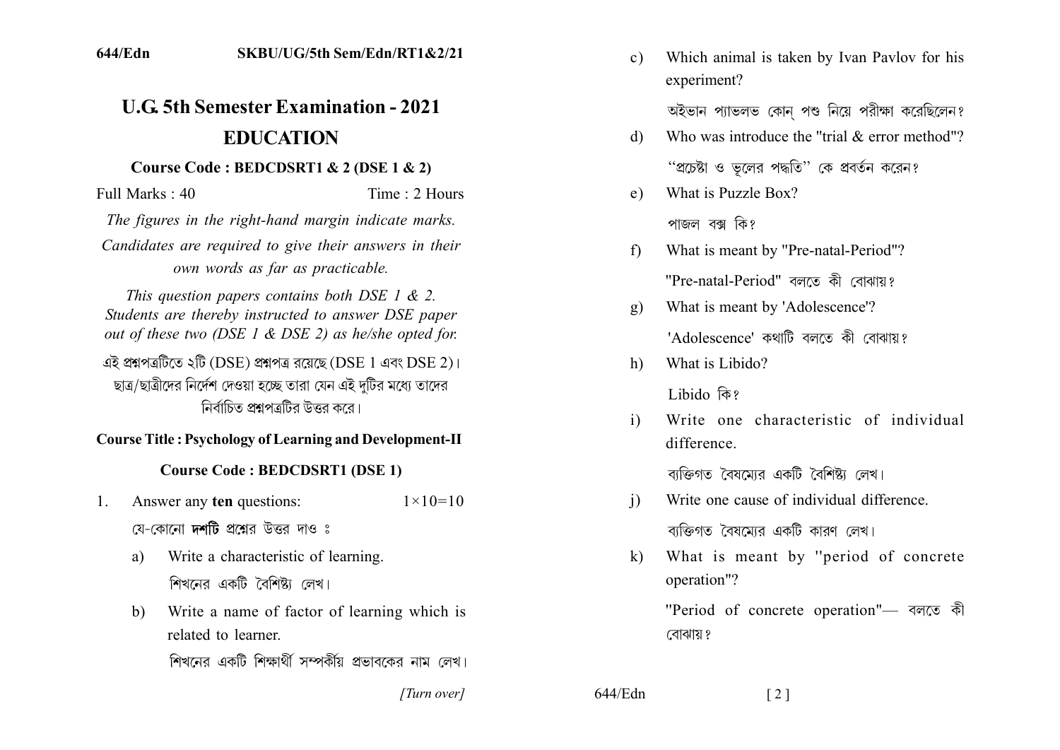# U.G. 5th Semester Examination - 2021

## EDUCATION

### Course Code : BEDCDSRT1 & 2 (DSE 1 & 2)

Full Marks : 40 Time : 2 Hours

*The figures in the right-hand margin indicate marks.*

*Candidates are required to give their answers in their own words as far as practicable.*

*This question papers contains both DSE 1 & 2. Students are thereby instructed to answer DSE paper out of these two (DSE 1 & DSE 2) as he/she opted for.*

এই প্রশ্নপত্রটিতে ২টি (DSE) প্রশ্নপত্র রয়েছে (DSE 1 এবং DSE 2)। ছাত্র/ছাত্রীদের নির্দেশ দেওয়া হচ্ছে তারা যেন এই দুটির মধ্যে তাদের নির্বাচিত প্রশ্নপত্রটির উত্তর করে।

**Course Title : Psychology of Learning and Development-II**

**Course Code : BEDCDSRT1 (DSE 1)**

1. Answer any **ten** questions: 1×10=10

   যে-কোনো **দশটি** প্রশ্নের উত্তর দাও ঃ

   a) Write a characteristic of learning.

      শিখনের একটি বৈশিষ্ট্য লেখ।

   b) Write a name of factor of learning which is related to learner.

      শিখনের একটি শিক্ষার্থী সম্পর্কীয় প্রভাবকের নাম লেখ।

   c) Which animal is taken by Ivan Pavlov for his experiment?

      অইভান প্যাভলভ কোন্ পশু নিয়ে পরীক্ষা করেছিলেন?

   d) Who was introduce the "trial & error method"?

      "প্রচেষ্টা ও ভুলের পদ্ধতি" কে প্রবর্তন করেন?

   e) What is Puzzle Box?

      পাজল বক্স কি?

   f) What is meant by "Pre-natal-Period"?

      "Pre-natal-Period" বলতে কী বোঝায়?

   g) What is meant by 'Adolescence'?

      'Adolescence' কথাটি বলতে কী বোঝায়?

   h) What is Libido?

      Libido কি?

   i) Write one characteristic of individual difference.

      ব্যক্তিগত বৈষম্যের একটি বৈশিষ্ট্য লেখ।

   j) Write one cause of individual difference.

      ব্যক্তিগত বৈষম্যের একটি কারণ লেখ।

   k) What is meant by "period of concrete operation"?

      "Period of concrete operation"— বলতে কী বোঝায়?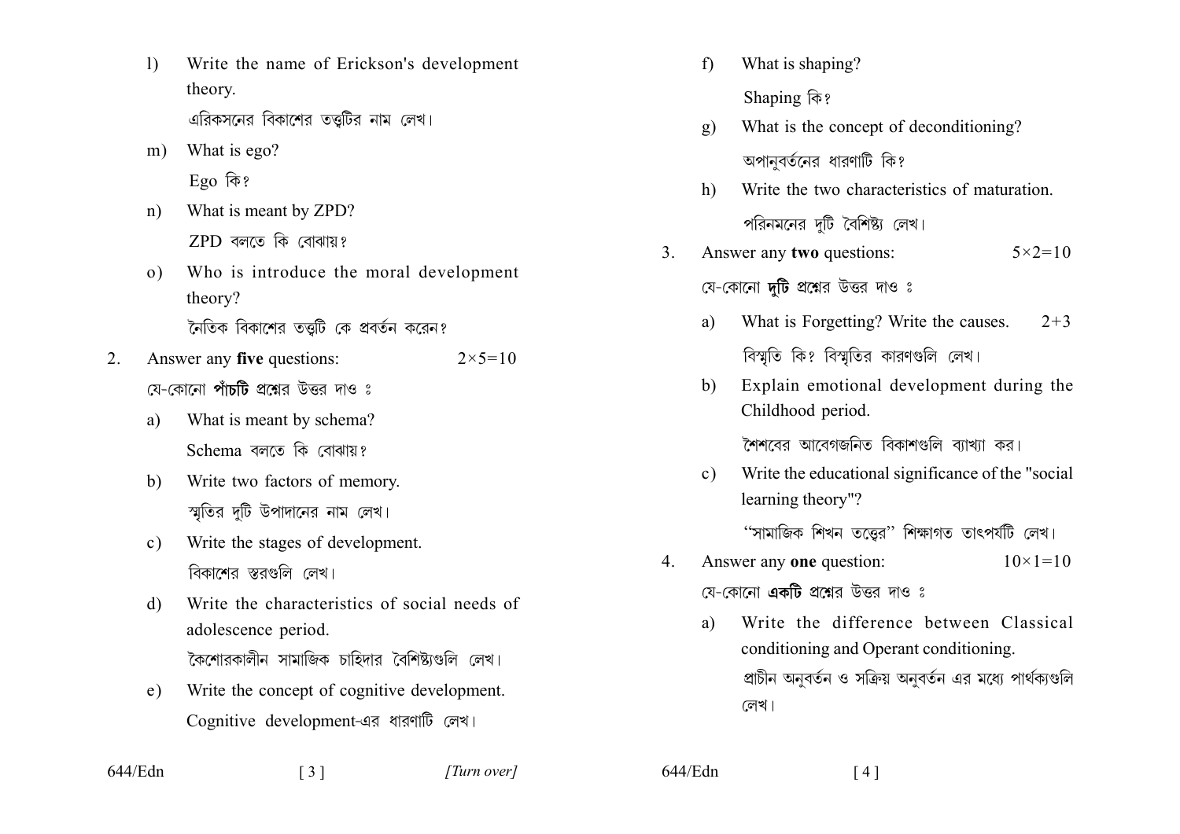l) Write the name of Erickson's development theory.

এরিকসনের বিকাশের তত্ত্বটির নাম লেখ।

m) What is ego?

Ego কি?

n) What is meant by ZPD?

ZPD বলতে কি বোঝায়?

o) Who is introduce the moral development theory?

নৈতিক বিকাশের তত্ত্বটি কে প্রবর্তন করেন?

2. Answer any **five** questions: $2\times5=10$

যে-কোনো **পাঁচটি** প্রশ্নের উত্তর দাও ঃ

a) What is meant by schema?

Schema বলতে কি বোঝায়?

b) Write two factors of memory.

স্মৃতির দুটি উপাদানের নাম লেখ।

c) Write the stages of development.

বিকাশের স্তরগুলি লেখ।

d) Write the characteristics of social needs of adolescence period.

কৈশোরকালীন সামাজিক চাহিদার বৈশিষ্ট্যগুলি লেখ।

e) Write the concept of cognitive development.

Cognitive development-এর ধারণাটি লেখ।

f) What is shaping?

Shaping কি?

g) What is the concept of deconditioning?

অপানুবর্তনের ধারণাটি কি?

h) Write the two characteristics of maturation.

পরিনমনের দুটি বৈশিষ্ট্য লেখ।

3. Answer any **two** questions: $5\times2=10$

যে-কোনো **দুটি** প্রশ্নের উত্তর দাও ঃ

a) What is Forgetting? Write the causes. $2+3$

বিস্মৃতি কি? বিস্মৃতির কারণগুলি লেখ।

b) Explain emotional development during the Childhood period.

শৈশবের আবেগজনিত বিকাশগুলি ব্যাখ্যা কর।

c) Write the educational significance of the "social learning theory"?

"সামাজিক শিখন তত্ত্বের" শিক্ষাগত তাৎপর্যটি লেখ।

4. Answer any **one** question: $10\times1=10$

যে-কোনো **একটি** প্রশ্নের উত্তর দাও ঃ

a) Write the difference between Classical conditioning and Operant conditioning.

প্রাচীন অনুবর্তন ও সক্রিয় অনুবর্তন এর মধ্যে পার্থক্যগুলি লেখ।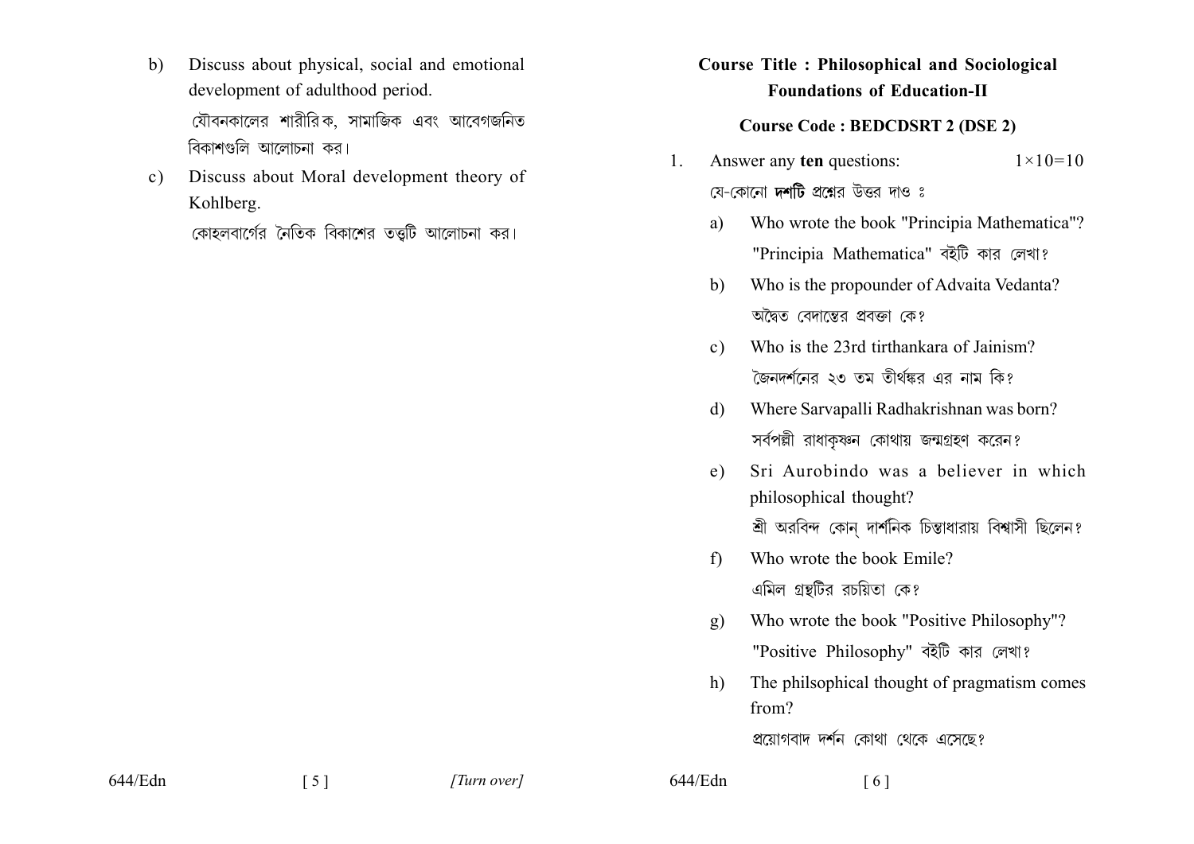b) Discuss about physical, social and emotional development of adulthood period.

যৌবনকালের শারীরিক, সামাজিক এবং আবেগজনিত বিকাশগুলি আলোচনা কর।

c) Discuss about Moral development theory of Kohlberg.

কোহলবার্গের নৈতিক বিকাশের তত্ত্বটি আলোচনা কর।

## Course Title : Philosophical and Sociological Foundations of Education-II

### Course Code : BEDCDSRT 2 (DSE 2)

1. Answer any **ten** questions: $1 \times 10 = 10$

   যে-কোনো **দশটি** প্রশ্নের উত্তর দাও ঃ

   a) Who wrote the book "Principia Mathematica"?

   "Principia Mathematica" বইটি কার লেখা?

   b) Who is the propounder of Advaita Vedanta?

   অদ্বৈত বেদান্তের প্রবক্তা কে?

   c) Who is the 23rd tirthankara of Jainism?

   জৈনদর্শনের ২৩ তম তীর্থঙ্কর এর নাম কি?

   d) Where Sarvapalli Radhakrishnan was born?

   সর্বপল্লী রাধাকৃষ্ণন কোথায় জন্মগ্রহণ করেন?

   e) Sri Aurobindo was a believer in which philosophical thought?

   শ্রী অরবিন্দ কোন্ দার্শনিক চিন্তাধারায় বিশ্বাসী ছিলেন?

   f) Who wrote the book Emile?

   এমিল গ্রন্থটির রচয়িতা কে?

   g) Who wrote the book "Positive Philosophy"?

   "Positive Philosophy" বইটি কার লেখা?

   h) The philsophical thought of pragmatism comes from?

   প্রয়োগবাদ দর্শন কোথা থেকে এসেছে?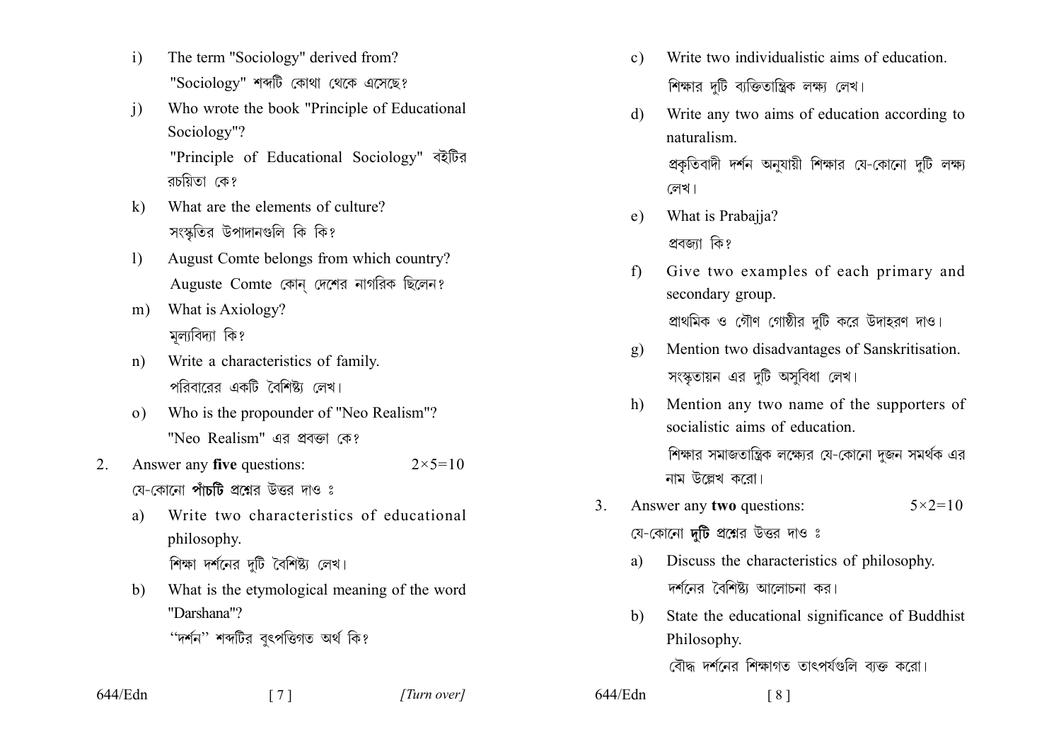i) The term "Sociology" derived from?
"Sociology" শব্দটি কোথা থেকে এসেছে?

j) Who wrote the book "Principle of Educational Sociology"?
"Principle of Educational Sociology" বইটির রচয়িতা কে?

k) What are the elements of culture?
সংস্কৃতির উপাদানগুলি কি কি?

l) August Comte belongs from which country?
Auguste Comte কোন্ দেশের নাগরিক ছিলেন?

m) What is Axiology?
মূল্যবিদ্যা কি?

n) Write a characteristics of family.
পরিবারের একটি বৈশিষ্ট্য লেখ।

o) Who is the propounder of "Neo Realism"?
"Neo Realism" এর প্রবক্তা কে?

2. Answer any **five** questions: $2\times5=10$
যে-কোনো **পাঁচটি** প্রশ্নের উত্তর দাও ঃ

a) Write two characteristics of educational philosophy.
শিক্ষা দর্শনের দুটি বৈশিষ্ট্য লেখ।

b) What is the etymological meaning of the word "Darshana"?
"দর্শন" শব্দটির বুৎপত্তিগত অর্থ কি?

c) Write two individualistic aims of education.
শিক্ষার দুটি ব্যক্তিতান্ত্রিক লক্ষ্য লেখ।

d) Write any two aims of education according to naturalism.
প্রকৃতিবাদী দর্শন অনুযায়ী শিক্ষার যে-কোনো দুটি লক্ষ্য লেখ।

e) What is Prabajja?
প্রবজ্যা কি?

f) Give two examples of each primary and secondary group.
প্রাথমিক ও গৌণ গোষ্ঠীর দুটি করে উদাহরণ দাও।

g) Mention two disadvantages of Sanskritisation.
সংস্কৃতায়ন এর দুটি অসুবিধা লেখ।

h) Mention any two name of the supporters of socialistic aims of education.
শিক্ষার সমাজতান্ত্রিক লক্ষ্যের যে-কোনো দুজন সমর্থক এর নাম উল্লেখ করো।

3. Answer any **two** questions: $5\times2=10$
যে-কোনো **দুটি** প্রশ্নের উত্তর দাও ঃ

a) Discuss the characteristics of philosophy.
দর্শনের বৈশিষ্ট্য আলোচনা কর।

b) State the educational significance of Buddhist Philosophy.
বৌদ্ধ দর্শনের শিক্ষাগত তাৎপর্যগুলি ব্যক্ত করো।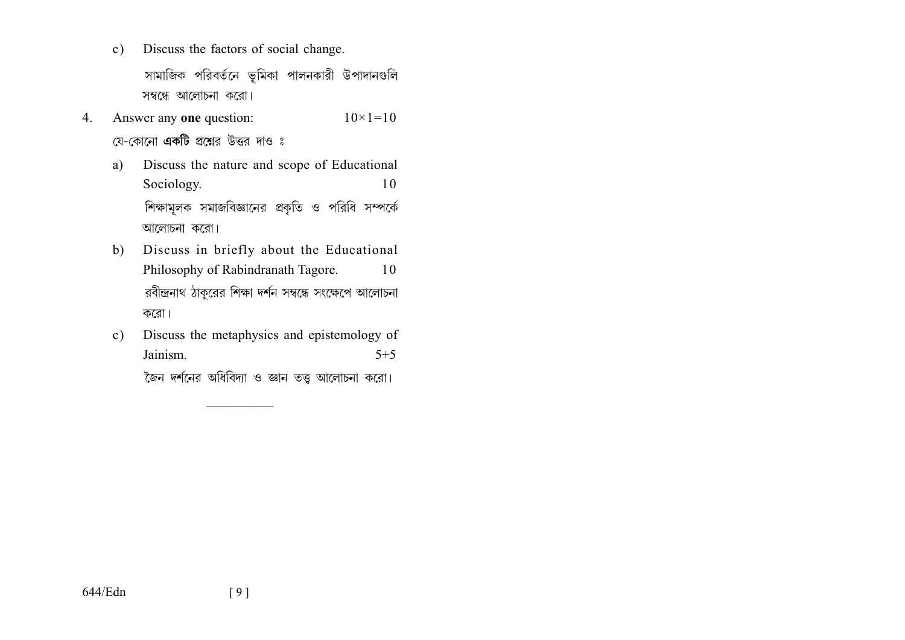c) Discuss the factors of social change.

সামাজিক পরিবর্তনে ভূমিকা পালনকারী উপাদানগুলি সম্বন্ধে আলোচনা করো।

4. Answer any **one** question: $10 \times 1 = 10$

যে-কোনো **একটি** প্রশ্নের উত্তর দাও ঃ

a) Discuss the nature and scope of Educational Sociology. 10

শিক্ষামূলক সমাজবিজ্ঞানের প্রকৃতি ও পরিধি সম্পর্কে আলোচনা করো।

b) Discuss in briefly about the Educational Philosophy of Rabindranath Tagore. 10

রবীন্দ্রনাথ ঠাকুরের শিক্ষা দর্শন সম্বন্ধে সংক্ষেপে আলোচনা করো।

c) Discuss the metaphysics and epistemology of Jainism. 5+5

জৈন দর্শনের অধিবিদ্যা ও জ্ঞান তত্ত্ব আলোচনা করো।

———

644/Edn